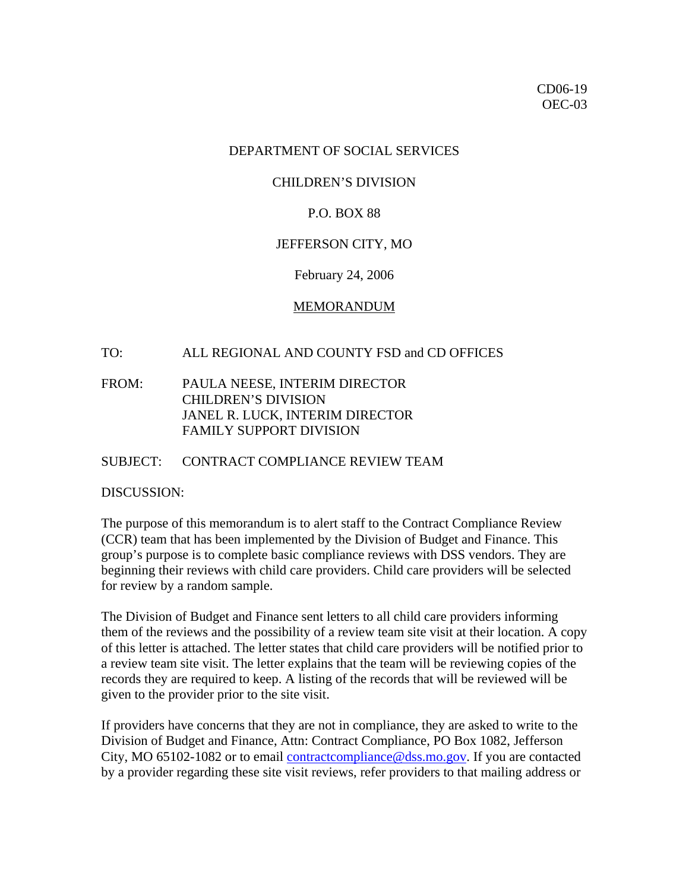CD06-19
OEC-03

DEPARTMENT OF SOCIAL SERVICES

CHILDREN'S DIVISION

P.O. BOX 88

JEFFERSON CITY, MO

February 24, 2006

MEMORANDUM

TO: ALL REGIONAL AND COUNTY FSD and CD OFFICES

FROM: PAULA NEESE, INTERIM DIRECTOR
CHILDREN'S DIVISION
JANEL R. LUCK, INTERIM DIRECTOR
FAMILY SUPPORT DIVISION

SUBJECT: CONTRACT COMPLIANCE REVIEW TEAM

DISCUSSION:

The purpose of this memorandum is to alert staff to the Contract Compliance Review (CCR) team that has been implemented by the Division of Budget and Finance. This group's purpose is to complete basic compliance reviews with DSS vendors. They are beginning their reviews with child care providers. Child care providers will be selected for review by a random sample.

The Division of Budget and Finance sent letters to all child care providers informing them of the reviews and the possibility of a review team site visit at their location. A copy of this letter is attached. The letter states that child care providers will be notified prior to a review team site visit. The letter explains that the team will be reviewing copies of the records they are required to keep. A listing of the records that will be reviewed will be given to the provider prior to the site visit.

If providers have concerns that they are not in compliance, they are asked to write to the Division of Budget and Finance, Attn: Contract Compliance, PO Box 1082, Jefferson City, MO 65102-1082 or to email contractcompliance@dss.mo.gov. If you are contacted by a provider regarding these site visit reviews, refer providers to that mailing address or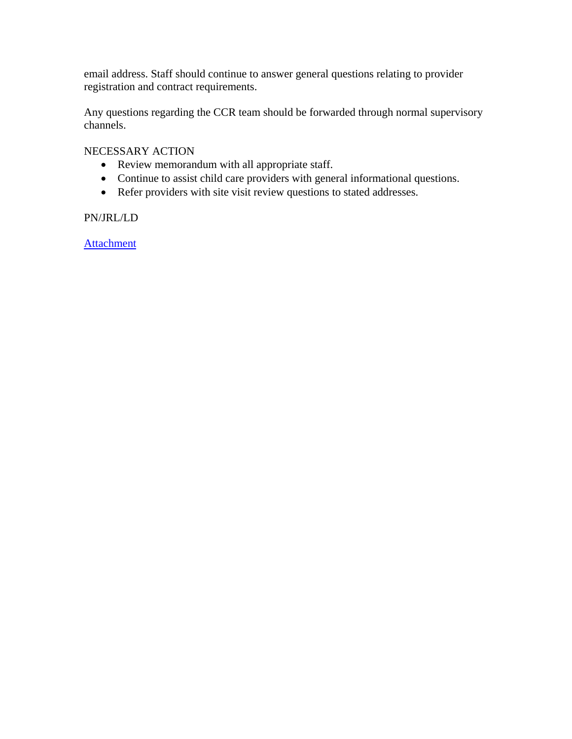email address. Staff should continue to answer general questions relating to provider registration and contract requirements.

Any questions regarding the CCR team should be forwarded through normal supervisory channels.

NECESSARY ACTION

- Review memorandum with all appropriate staff.
- Continue to assist child care providers with general informational questions.
- Refer providers with site visit review questions to stated addresses.

PN/JRL/LD

Attachment